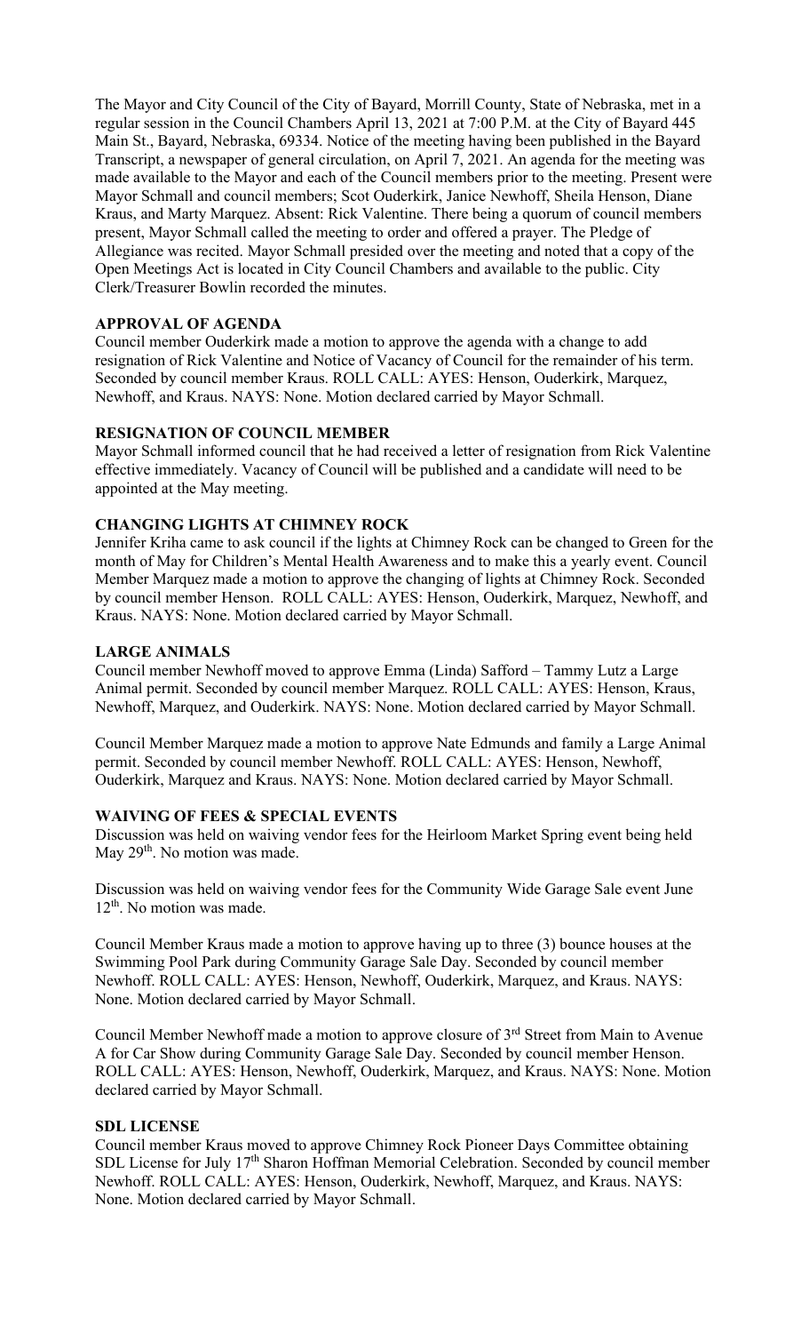The Mayor and City Council of the City of Bayard, Morrill County, State of Nebraska, met in a regular session in the Council Chambers April 13, 2021 at 7:00 P.M. at the City of Bayard 445 Main St., Bayard, Nebraska, 69334. Notice of the meeting having been published in the Bayard Transcript, a newspaper of general circulation, on April 7, 2021. An agenda for the meeting was made available to the Mayor and each of the Council members prior to the meeting. Present were Mayor Schmall and council members; Scot Ouderkirk, Janice Newhoff, Sheila Henson, Diane Kraus, and Marty Marquez. Absent: Rick Valentine. There being a quorum of council members present, Mayor Schmall called the meeting to order and offered a prayer. The Pledge of Allegiance was recited. Mayor Schmall presided over the meeting and noted that a copy of the Open Meetings Act is located in City Council Chambers and available to the public. City Clerk/Treasurer Bowlin recorded the minutes.

**APPROVAL OF AGENDA**

Council member Ouderkirk made a motion to approve the agenda with a change to add resignation of Rick Valentine and Notice of Vacancy of Council for the remainder of his term. Seconded by council member Kraus. ROLL CALL: AYES: Henson, Ouderkirk, Marquez, Newhoff, and Kraus. NAYS: None. Motion declared carried by Mayor Schmall.

**RESIGNATION OF COUNCIL MEMBER**

Mayor Schmall informed council that he had received a letter of resignation from Rick Valentine effective immediately. Vacancy of Council will be published and a candidate will need to be appointed at the May meeting.

**CHANGING LIGHTS AT CHIMNEY ROCK**

Jennifer Kriha came to ask council if the lights at Chimney Rock can be changed to Green for the month of May for Children's Mental Health Awareness and to make this a yearly event. Council Member Marquez made a motion to approve the changing of lights at Chimney Rock. Seconded by council member Henson. ROLL CALL: AYES: Henson, Ouderkirk, Marquez, Newhoff, and Kraus. NAYS: None. Motion declared carried by Mayor Schmall.

**LARGE ANIMALS**

Council member Newhoff moved to approve Emma (Linda) Safford – Tammy Lutz a Large Animal permit. Seconded by council member Marquez. ROLL CALL: AYES: Henson, Kraus, Newhoff, Marquez, and Ouderkirk. NAYS: None. Motion declared carried by Mayor Schmall.

Council Member Marquez made a motion to approve Nate Edmunds and family a Large Animal permit. Seconded by council member Newhoff. ROLL CALL: AYES: Henson, Newhoff, Ouderkirk, Marquez and Kraus. NAYS: None. Motion declared carried by Mayor Schmall.

**WAIVING OF FEES & SPECIAL EVENTS**

Discussion was held on waiving vendor fees for the Heirloom Market Spring event being held May 29th. No motion was made.

Discussion was held on waiving vendor fees for the Community Wide Garage Sale event June 12th. No motion was made.

Council Member Kraus made a motion to approve having up to three (3) bounce houses at the Swimming Pool Park during Community Garage Sale Day. Seconded by council member Newhoff. ROLL CALL: AYES: Henson, Newhoff, Ouderkirk, Marquez, and Kraus. NAYS: None. Motion declared carried by Mayor Schmall.

Council Member Newhoff made a motion to approve closure of 3rd Street from Main to Avenue A for Car Show during Community Garage Sale Day. Seconded by council member Henson. ROLL CALL: AYES: Henson, Newhoff, Ouderkirk, Marquez, and Kraus. NAYS: None. Motion declared carried by Mayor Schmall.

**SDL LICENSE**

Council member Kraus moved to approve Chimney Rock Pioneer Days Committee obtaining SDL License for July 17th Sharon Hoffman Memorial Celebration. Seconded by council member Newhoff. ROLL CALL: AYES: Henson, Ouderkirk, Newhoff, Marquez, and Kraus. NAYS: None. Motion declared carried by Mayor Schmall.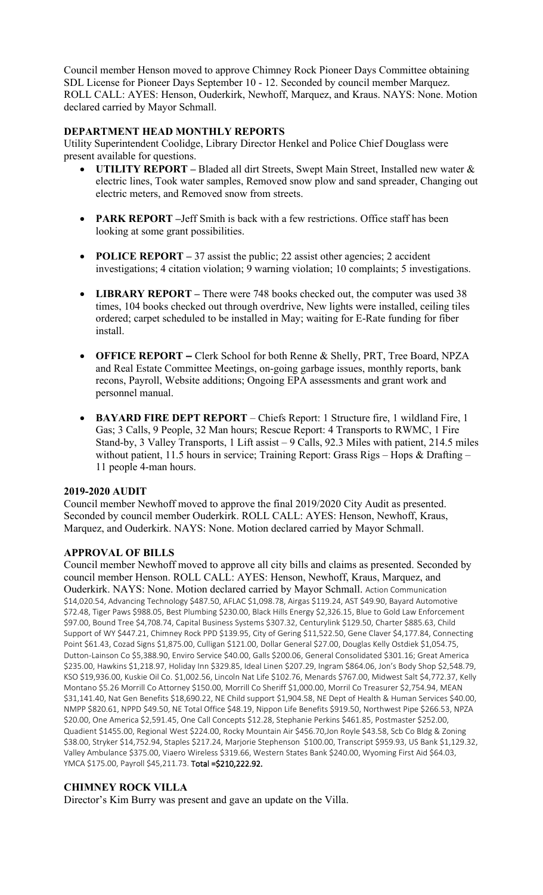Council member Henson moved to approve Chimney Rock Pioneer Days Committee obtaining SDL License for Pioneer Days September 10 - 12. Seconded by council member Marquez. ROLL CALL: AYES: Henson, Ouderkirk, Newhoff, Marquez, and Kraus. NAYS: None. Motion declared carried by Mayor Schmall.

**DEPARTMENT HEAD MONTHLY REPORTS**

Utility Superintendent Coolidge, Library Director Henkel and Police Chief Douglass were present available for questions.

- **UTILITY REPORT –** Bladed all dirt Streets, Swept Main Street, Installed new water & electric lines, Took water samples, Removed snow plow and sand spreader, Changing out electric meters, and Removed snow from streets.

- **PARK REPORT –**Jeff Smith is back with a few restrictions. Office staff has been looking at some grant possibilities.

- **POLICE REPORT –** 37 assist the public; 22 assist other agencies; 2 accident investigations; 4 citation violation; 9 warning violation; 10 complaints; 5 investigations.

- **LIBRARY REPORT –** There were 748 books checked out, the computer was used 38 times, 104 books checked out through overdrive, New lights were installed, ceiling tiles ordered; carpet scheduled to be installed in May; waiting for E-Rate funding for fiber install.

- **OFFICE REPORT –** Clerk School for both Renne & Shelly, PRT, Tree Board, NPZA and Real Estate Committee Meetings, on-going garbage issues, monthly reports, bank recons, Payroll, Website additions; Ongoing EPA assessments and grant work and personnel manual.

- **BAYARD FIRE DEPT REPORT** – Chiefs Report: 1 Structure fire, 1 wildland Fire, 1 Gas; 3 Calls, 9 People, 32 Man hours; Rescue Report: 4 Transports to RWMC, 1 Fire Stand-by, 3 Valley Transports, 1 Lift assist – 9 Calls, 92.3 Miles with patient, 214.5 miles without patient, 11.5 hours in service; Training Report: Grass Rigs – Hops & Drafting – 11 people 4-man hours.

**2019-2020 AUDIT**

Council member Newhoff moved to approve the final 2019/2020 City Audit as presented. Seconded by council member Ouderkirk. ROLL CALL: AYES: Henson, Newhoff, Kraus, Marquez, and Ouderkirk. NAYS: None. Motion declared carried by Mayor Schmall.

**APPROVAL OF BILLS**

Council member Newhoff moved to approve all city bills and claims as presented. Seconded by council member Henson. ROLL CALL: AYES: Henson, Newhoff, Kraus, Marquez, and Ouderkirk. NAYS: None. Motion declared carried by Mayor Schmall. Action Communication $14,020.54, Advancing Technology $487.50, AFLAC $1,098.78, Airgas $119.24, AST $49.90, Bayard Automotive $72.48, Tiger Paws $988.05, Best Plumbing $230.00, Black Hills Energy $2,326.15, Blue to Gold Law Enforcement $97.00, Bound Tree $4,708.74, Capital Business Systems $307.32, Centurylink $129.50, Charter $885.63, Child Support of WY $447.21, Chimney Rock PPD $139.95, City of Gering $11,522.50, Gene Claver $4,177.84, Connecting Point $61.43, Cozad Signs $1,875.00, Culligan $121.00, Dollar General $27.00, Douglas Kelly Ostdiek $1,054.75, Dutton-Lainson Co $5,388.90, Enviro Service $40.00, Galls $200.06, General Consolidated $301.16; Great America $235.00, Hawkins $1,218.97, Holiday Inn $329.85, Ideal Linen $207.29, Ingram $864.06, Jon's Body Shop $2,548.79, KSO $19,936.00, Kuskie Oil Co. $1,002.56, Lincoln Nat Life $102.76, Menards $767.00, Midwest Salt $4,772.37, Kelly Montano $5.26 Morrill Co Attorney $150.00, Morrill Co Sheriff $1,000.00, Morril Co Treasurer $2,754.94, MEAN $31,141.40, Nat Gen Benefits $18,690.22, NE Child support $1,904.58, NE Dept of Health & Human Services $40.00, NMPP $820.61, NPPD $49.50, NE Total Office $48.19, Nippon Life Benefits $919.50, Northwest Pipe $266.53, NPZA $20.00, One America $2,591.45, One Call Concepts $12.28, Stephanie Perkins $461.85, Postmaster $252.00, Quadient $1455.00, Regional West $224.00, Rocky Mountain Air $456.70,Jon Royle $43.58, Scb Co Bldg & Zoning $38.00, Stryker $14,752.94, Staples $217.24, Marjorie Stephenson $100.00, Transcript $959.93, US Bank $1,129.32, Valley Ambulance $375.00, Viaero Wireless $319.66, Western States Bank $240.00, Wyoming First Aid $64.03, YMCA $175.00, Payroll $45,211.73. **Total =$210,222.92.**

**CHIMNEY ROCK VILLA**

Director's Kim Burry was present and gave an update on the Villa.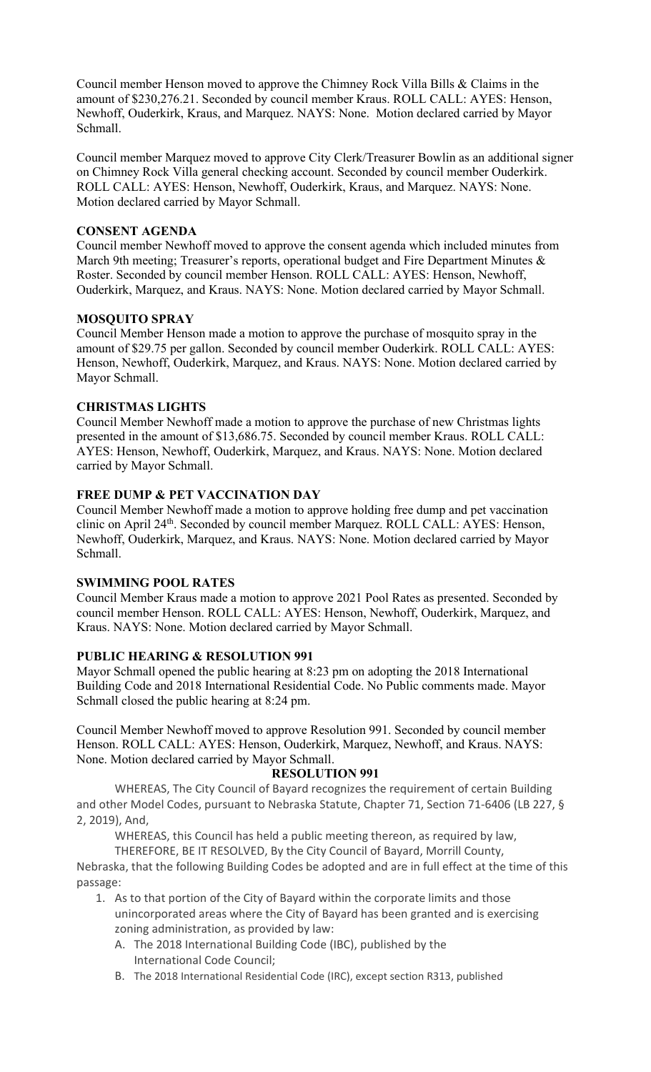Council member Henson moved to approve the Chimney Rock Villa Bills & Claims in the amount of $230,276.21. Seconded by council member Kraus. ROLL CALL: AYES: Henson, Newhoff, Ouderkirk, Kraus, and Marquez. NAYS: None. Motion declared carried by Mayor Schmall.

Council member Marquez moved to approve City Clerk/Treasurer Bowlin as an additional signer on Chimney Rock Villa general checking account. Seconded by council member Ouderkirk. ROLL CALL: AYES: Henson, Newhoff, Ouderkirk, Kraus, and Marquez. NAYS: None. Motion declared carried by Mayor Schmall.

**CONSENT AGENDA**

Council member Newhoff moved to approve the consent agenda which included minutes from March 9th meeting; Treasurer's reports, operational budget and Fire Department Minutes & Roster. Seconded by council member Henson. ROLL CALL: AYES: Henson, Newhoff, Ouderkirk, Marquez, and Kraus. NAYS: None. Motion declared carried by Mayor Schmall.

**MOSQUITO SPRAY**

Council Member Henson made a motion to approve the purchase of mosquito spray in the amount of $29.75 per gallon. Seconded by council member Ouderkirk. ROLL CALL: AYES: Henson, Newhoff, Ouderkirk, Marquez, and Kraus. NAYS: None. Motion declared carried by Mayor Schmall.

**CHRISTMAS LIGHTS**

Council Member Newhoff made a motion to approve the purchase of new Christmas lights presented in the amount of $13,686.75. Seconded by council member Kraus. ROLL CALL: AYES: Henson, Newhoff, Ouderkirk, Marquez, and Kraus. NAYS: None. Motion declared carried by Mayor Schmall.

**FREE DUMP & PET VACCINATION DAY**

Council Member Newhoff made a motion to approve holding free dump and pet vaccination clinic on April 24th. Seconded by council member Marquez. ROLL CALL: AYES: Henson, Newhoff, Ouderkirk, Marquez, and Kraus. NAYS: None. Motion declared carried by Mayor Schmall.

**SWIMMING POOL RATES**

Council Member Kraus made a motion to approve 2021 Pool Rates as presented. Seconded by council member Henson. ROLL CALL: AYES: Henson, Newhoff, Ouderkirk, Marquez, and Kraus. NAYS: None. Motion declared carried by Mayor Schmall.

**PUBLIC HEARING & RESOLUTION 991**

Mayor Schmall opened the public hearing at 8:23 pm on adopting the 2018 International Building Code and 2018 International Residential Code. No Public comments made. Mayor Schmall closed the public hearing at 8:24 pm.

Council Member Newhoff moved to approve Resolution 991. Seconded by council member Henson. ROLL CALL: AYES: Henson, Ouderkirk, Marquez, Newhoff, and Kraus. NAYS: None. Motion declared carried by Mayor Schmall.

**RESOLUTION 991**

WHEREAS, The City Council of Bayard recognizes the requirement of certain Building and other Model Codes, pursuant to Nebraska Statute, Chapter 71, Section 71-6406 (LB 227, § 2, 2019), And,

WHEREAS, this Council has held a public meeting thereon, as required by law,

THEREFORE, BE IT RESOLVED, By the City Council of Bayard, Morrill County, Nebraska, that the following Building Codes be adopted and are in full effect at the time of this passage:

1. As to that portion of the City of Bayard within the corporate limits and those unincorporated areas where the City of Bayard has been granted and is exercising zoning administration, as provided by law:
   A. The 2018 International Building Code (IBC), published by the International Code Council;
   B. The 2018 International Residential Code (IRC), except section R313, published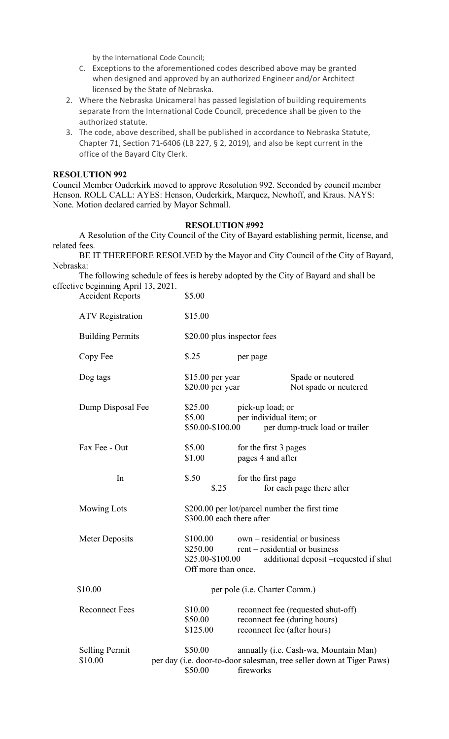by the International Code Council;

C. Exceptions to the aforementioned codes described above may be granted when designed and approved by an authorized Engineer and/or Architect licensed by the State of Nebraska.

2. Where the Nebraska Unicameral has passed legislation of building requirements separate from the International Code Council, precedence shall be given to the authorized statute.
3. The code, above described, shall be published in accordance to Nebraska Statute, Chapter 71, Section 71-6406 (LB 227, § 2, 2019), and also be kept current in the office of the Bayard City Clerk.

**RESOLUTION 992**

Council Member Ouderkirk moved to approve Resolution 992. Seconded by council member Henson. ROLL CALL: AYES: Henson, Ouderkirk, Marquez, Newhoff, and Kraus. NAYS: None. Motion declared carried by Mayor Schmall.

**RESOLUTION #992**

A Resolution of the City Council of the City of Bayard establishing permit, license, and related fees.

BE IT THEREFORE RESOLVED by the Mayor and City Council of the City of Bayard, Nebraska:

The following schedule of fees is hereby adopted by the City of Bayard and shall be effective beginning April 13, 2021.

| | | |
|---|---|---|
| Accident Reports | \$5.00 | |
| ATV Registration | \$15.00 | |
| Building Permits | \$20.00 plus inspector fees | |
| Copy Fee | \$.25 | per page |
| Dog tags | \$15.00 per year | Spade or neutered |
| | \$20.00 per year | Not spade or neutered |
| Dump Disposal Fee | \$25.00 | pick-up load; or |
| | \$5.00 | per individual item; or |
| | \$50.00-\$100.00 | per dump-truck load or trailer |
| Fax Fee - Out | \$5.00 | for the first 3 pages |
| | \$1.00 | pages 4 and after |
| In | \$.50 | for the first page |
| | \$.25 | for each page there after |
| Mowing Lots | \$200.00 per lot/parcel number the first time | |
| | \$300.00 each there after | |
| Meter Deposits | \$100.00 | own – residential or business |
| | \$250.00 | rent – residential or business |
| | \$25.00-\$100.00 | additional deposit –requested if shut Off more than once. |
| \$10.00 | per pole (i.e. Charter Comm.) | |
| Reconnect Fees | \$10.00 | reconnect fee (requested shut-off) |
| | \$50.00 | reconnect fee (during hours) |
| | \$125.00 | reconnect fee (after hours) |
| Selling Permit | \$50.00 | annually (i.e. Cash-wa, Mountain Man) |
| \$10.00 | per day (i.e. door-to-door salesman, tree seller down at Tiger Paws) | |
| | \$50.00 | fireworks |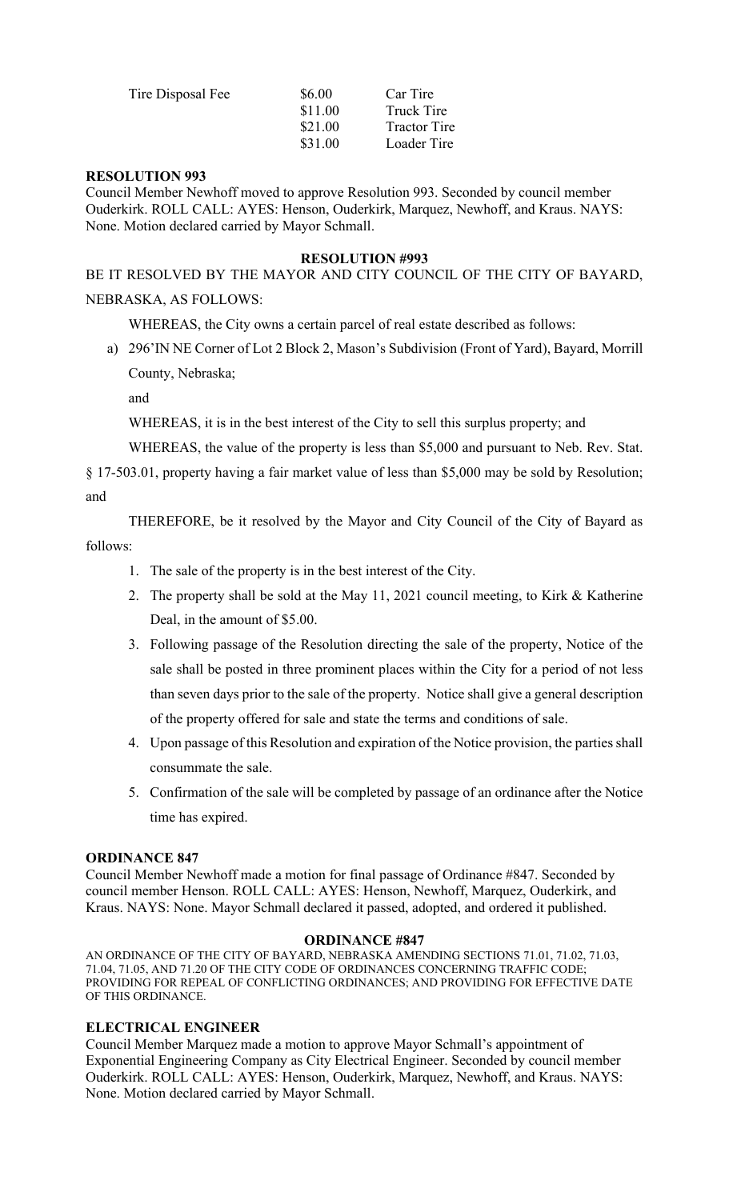| Tire Disposal Fee | \$6.00 | Car Tire |
|---|---|---|
| | \$11.00 | Truck Tire |
| | \$21.00 | Tractor Tire |
| | \$31.00 | Loader Tire |

**RESOLUTION 993**

Council Member Newhoff moved to approve Resolution 993. Seconded by council member Ouderkirk. ROLL CALL: AYES: Henson, Ouderkirk, Marquez, Newhoff, and Kraus. NAYS: None. Motion declared carried by Mayor Schmall.

**RESOLUTION #993**

BE IT RESOLVED BY THE MAYOR AND CITY COUNCIL OF THE CITY OF BAYARD, NEBRASKA, AS FOLLOWS:

WHEREAS, the City owns a certain parcel of real estate described as follows:

a) 296'IN NE Corner of Lot 2 Block 2, Mason's Subdivision (Front of Yard), Bayard, Morrill County, Nebraska;

and

WHEREAS, it is in the best interest of the City to sell this surplus property; and

WHEREAS, the value of the property is less than \$5,000 and pursuant to Neb. Rev. Stat. § 17-503.01, property having a fair market value of less than \$5,000 may be sold by Resolution; and

THEREFORE, be it resolved by the Mayor and City Council of the City of Bayard as follows:

1. The sale of the property is in the best interest of the City.
2. The property shall be sold at the May 11, 2021 council meeting, to Kirk & Katherine Deal, in the amount of \$5.00.
3. Following passage of the Resolution directing the sale of the property, Notice of the sale shall be posted in three prominent places within the City for a period of not less than seven days prior to the sale of the property. Notice shall give a general description of the property offered for sale and state the terms and conditions of sale.
4. Upon passage of this Resolution and expiration of the Notice provision, the parties shall consummate the sale.
5. Confirmation of the sale will be completed by passage of an ordinance after the Notice time has expired.

**ORDINANCE 847**

Council Member Newhoff made a motion for final passage of Ordinance #847. Seconded by council member Henson. ROLL CALL: AYES: Henson, Newhoff, Marquez, Ouderkirk, and Kraus. NAYS: None. Mayor Schmall declared it passed, adopted, and ordered it published.

**ORDINANCE #847**

AN ORDINANCE OF THE CITY OF BAYARD, NEBRASKA AMENDING SECTIONS 71.01, 71.02, 71.03, 71.04, 71.05, AND 71.20 OF THE CITY CODE OF ORDINANCES CONCERNING TRAFFIC CODE; PROVIDING FOR REPEAL OF CONFLICTING ORDINANCES; AND PROVIDING FOR EFFECTIVE DATE OF THIS ORDINANCE.

**ELECTRICAL ENGINEER**

Council Member Marquez made a motion to approve Mayor Schmall's appointment of Exponential Engineering Company as City Electrical Engineer. Seconded by council member Ouderkirk. ROLL CALL: AYES: Henson, Ouderkirk, Marquez, Newhoff, and Kraus. NAYS: None. Motion declared carried by Mayor Schmall.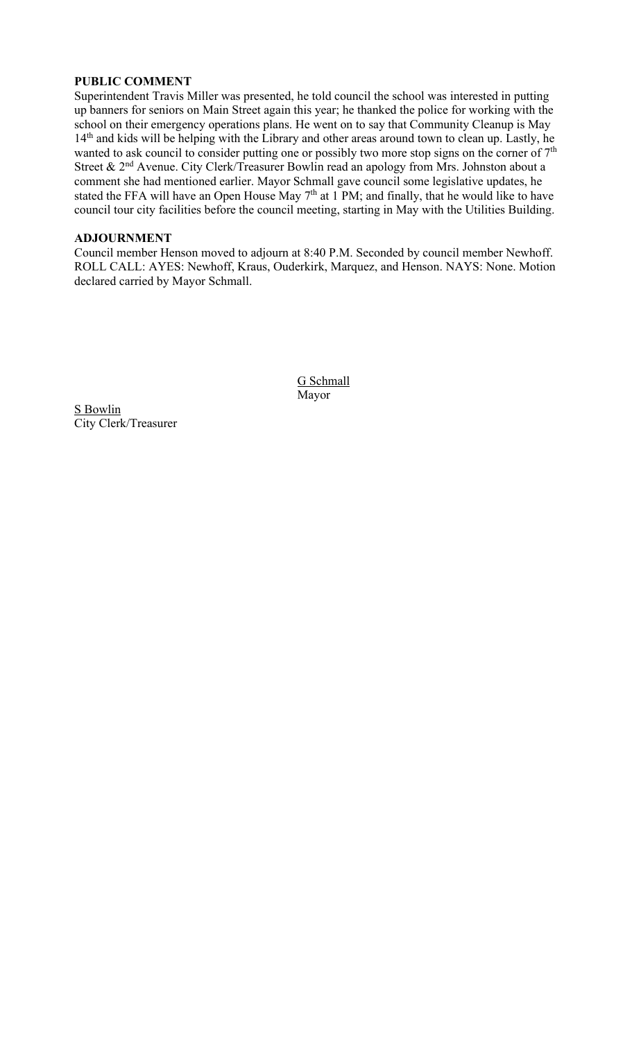## PUBLIC COMMENT

Superintendent Travis Miller was presented, he told council the school was interested in putting up banners for seniors on Main Street again this year; he thanked the police for working with the school on their emergency operations plans. He went on to say that Community Cleanup is May 14th and kids will be helping with the Library and other areas around town to clean up. Lastly, he wanted to ask council to consider putting one or possibly two more stop signs on the corner of 7th Street & 2nd Avenue. City Clerk/Treasurer Bowlin read an apology from Mrs. Johnston about a comment she had mentioned earlier. Mayor Schmall gave council some legislative updates, he stated the FFA will have an Open House May 7th at 1 PM; and finally, that he would like to have council tour city facilities before the council meeting, starting in May with the Utilities Building.

## ADJOURNMENT

Council member Henson moved to adjourn at 8:40 P.M. Seconded by council member Newhoff. ROLL CALL: AYES: Newhoff, Kraus, Ouderkirk, Marquez, and Henson. NAYS: None. Motion declared carried by Mayor Schmall.

G Schmall
Mayor

S Bowlin
City Clerk/Treasurer